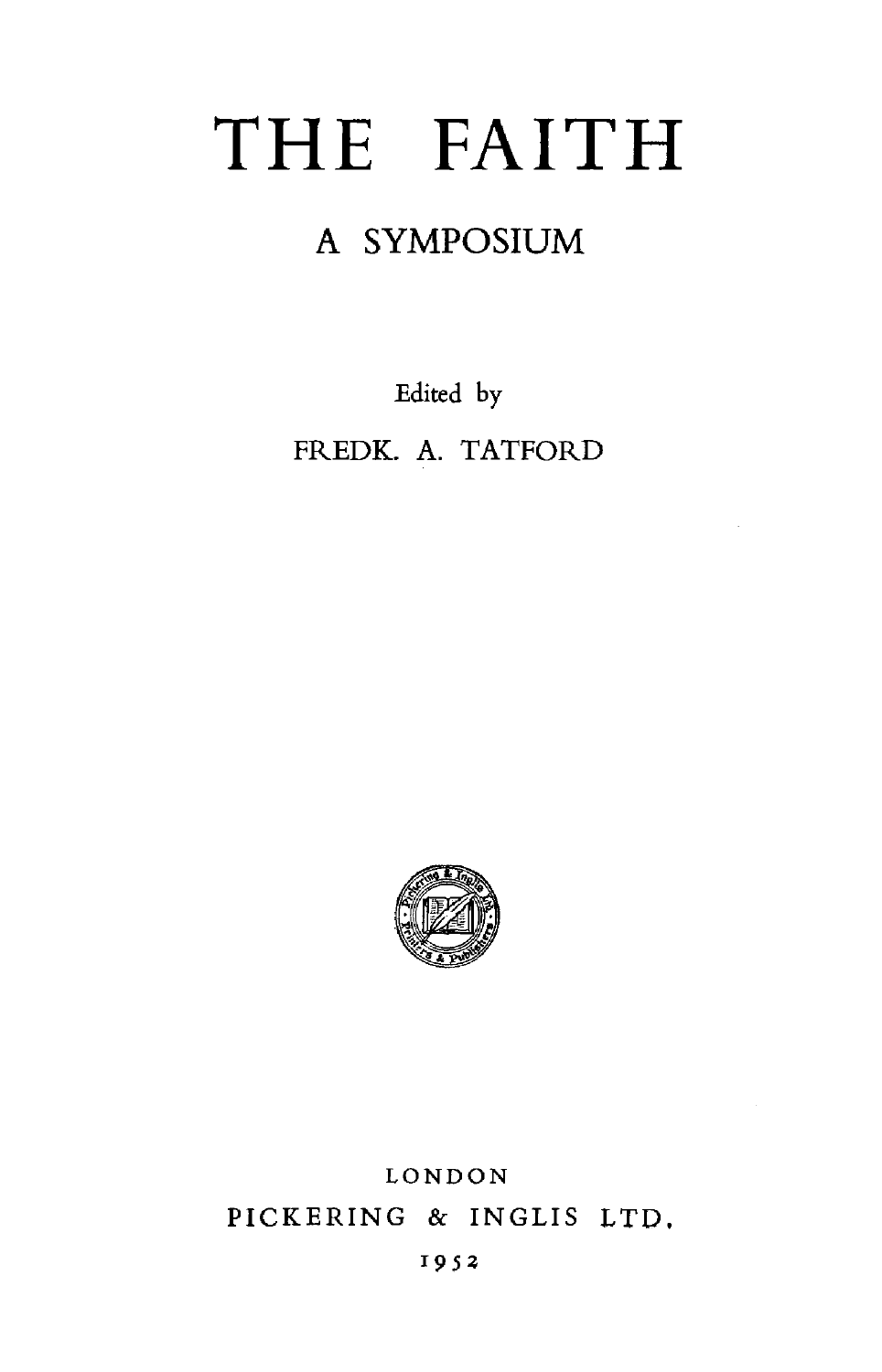# THE FAITH

## A SYMPOSIUM

Edited by

FREDK. A. TATFORD

LONDON

PICKERING & INGLIS LTD.

1952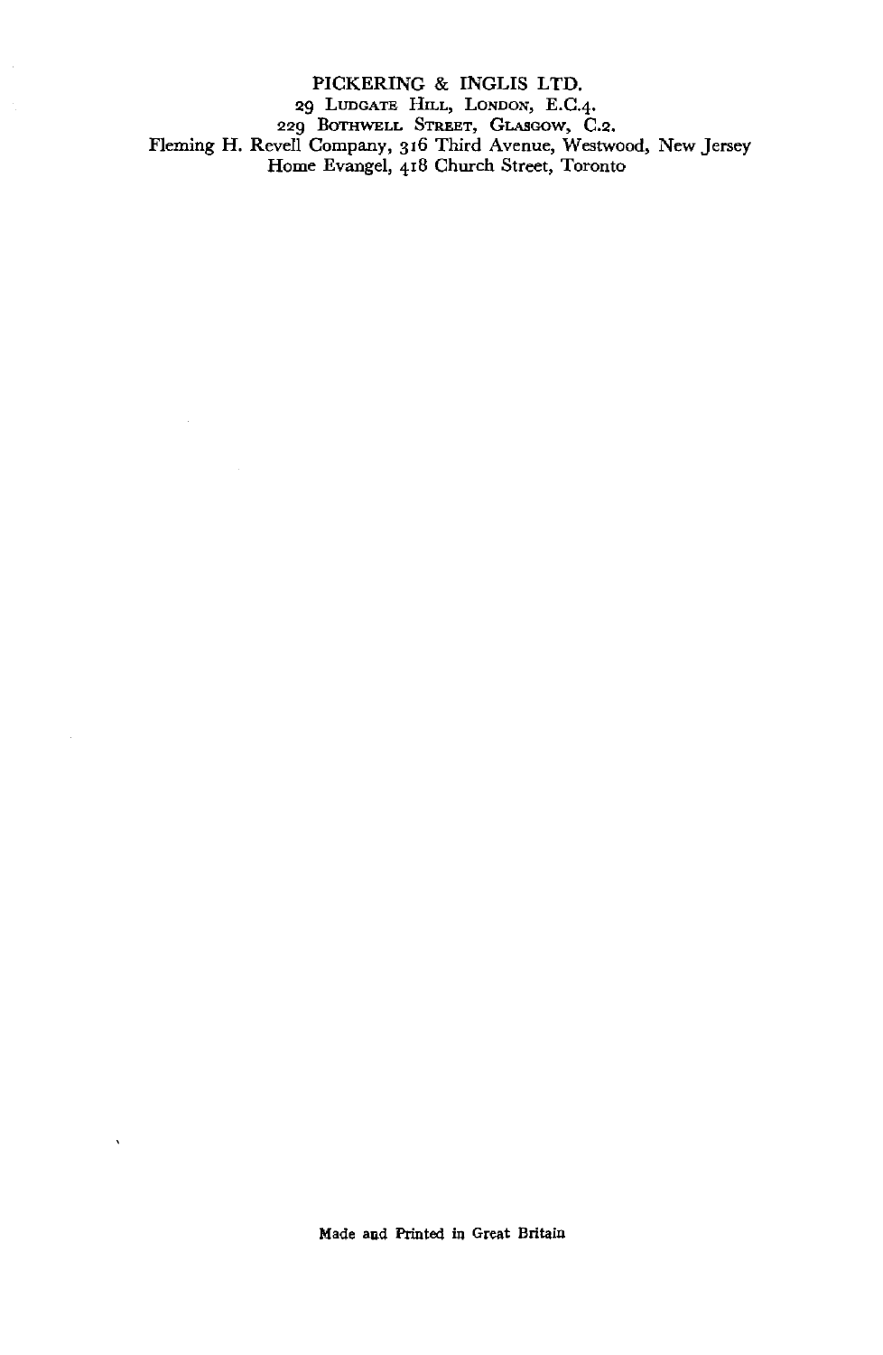PICKERING & INGLIS LTD.

29 Ludgate Hill, London, E.C.4.

229 Bothwell Street, Glasgow, C.2.

Fleming H. Revell Company, 316 Third Avenue, Westwood, New Jersey

Home Evangel, 418 Church Street, Toronto

Made and Printed in Great Britain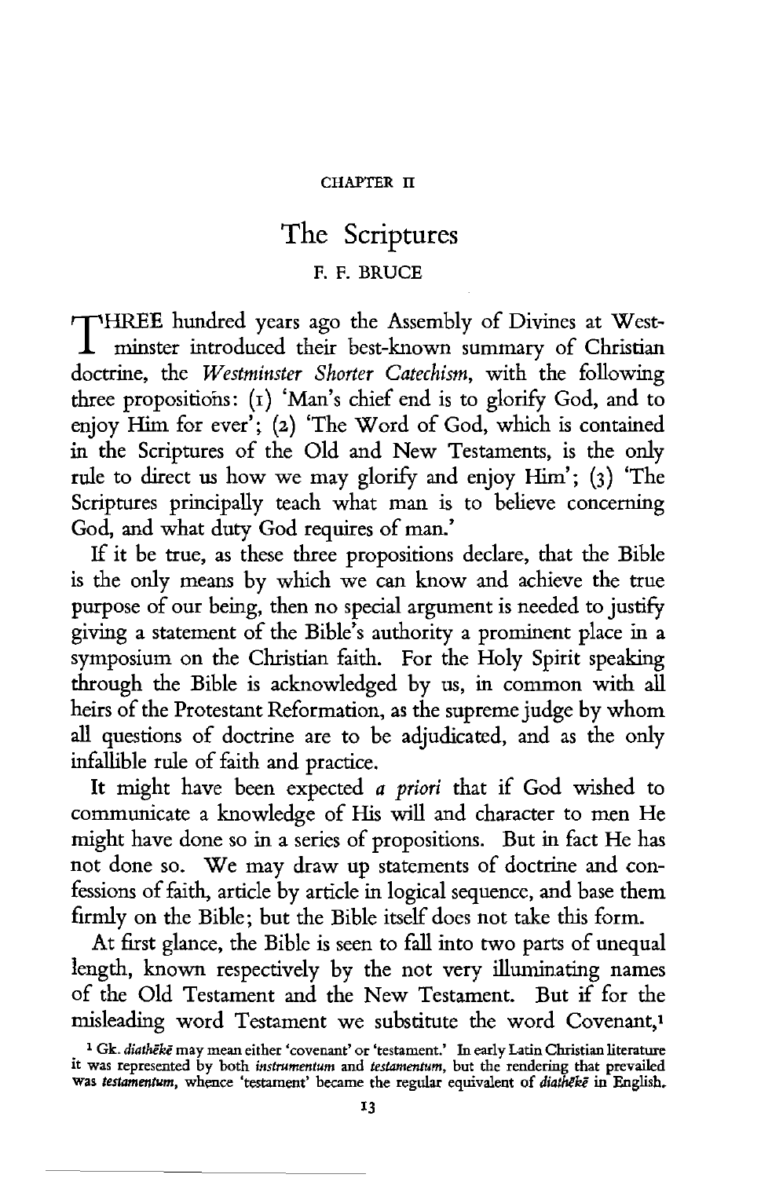CHAPTER II

# The Scriptures

F. F. BRUCE

THREE hundred years ago the Assembly of Divines at Westminster introduced their best-known summary of Christian doctrine, the *Westminster Shorter Catechism*, with the following three propositions: (1) 'Man's chief end is to glorify God, and to enjoy Him for ever'; (2) 'The Word of God, which is contained in the Scriptures of the Old and New Testaments, is the only rule to direct us how we may glorify and enjoy Him'; (3) 'The Scriptures principally teach what man is to believe concerning God, and what duty God requires of man.'

If it be true, as these three propositions declare, that the Bible is the only means by which we can know and achieve the true purpose of our being, then no special argument is needed to justify giving a statement of the Bible's authority a prominent place in a symposium on the Christian faith. For the Holy Spirit speaking through the Bible is acknowledged by us, in common with all heirs of the Protestant Reformation, as the supreme judge by whom all questions of doctrine are to be adjudicated, and as the only infallible rule of faith and practice.

It might have been expected *a priori* that if God wished to communicate a knowledge of His will and character to men He might have done so in a series of propositions. But in fact He has not done so. We may draw up statements of doctrine and confessions of faith, article by article in logical sequence, and base them firmly on the Bible; but the Bible itself does not take this form.

At first glance, the Bible is seen to fall into two parts of unequal length, known respectively by the not very illuminating names of the Old Testament and the New Testament. But if for the misleading word Testament we substitute the word Covenant,[1]

[1] Gk. *diathēkē* may mean either 'covenant' or 'testament.' In early Latin Christian literature it was represented by both *instrumentum* and *testamentum*, but the rendering that prevailed was *testamentum*, whence 'testament' became the regular equivalent of *diathēkē* in English.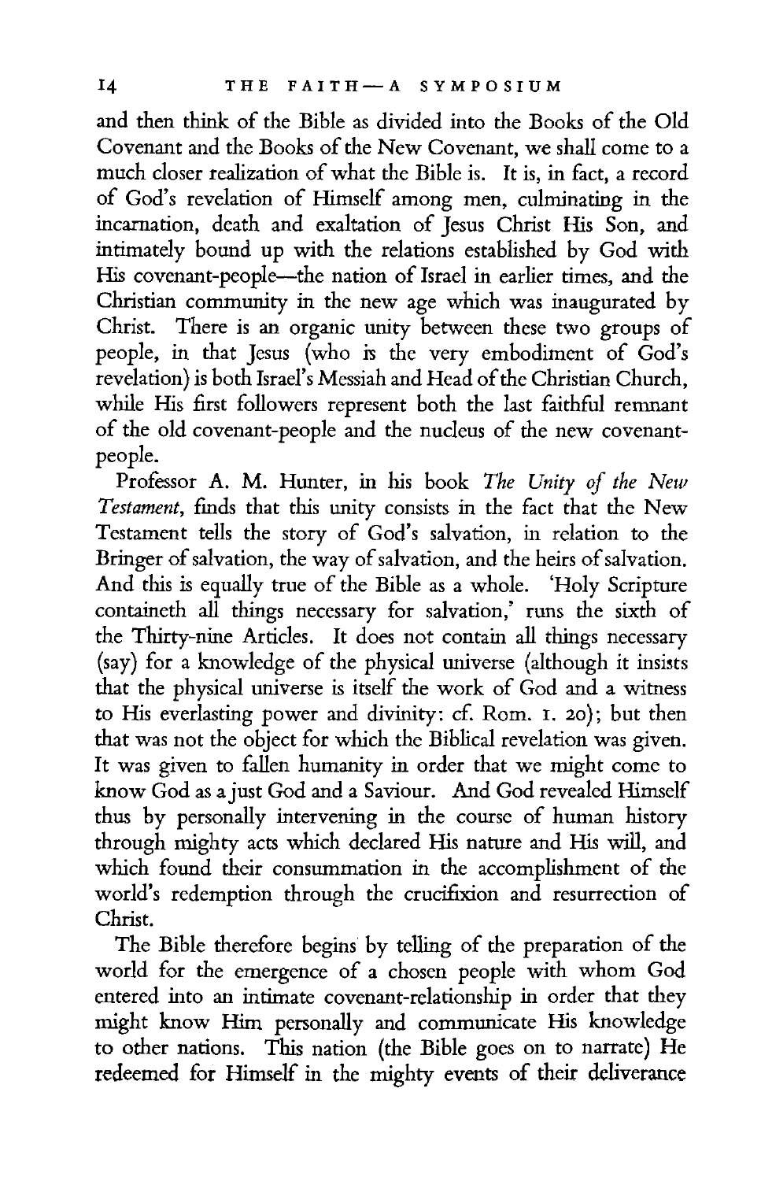and then think of the Bible as divided into the Books of the Old Covenant and the Books of the New Covenant, we shall come to a much closer realization of what the Bible is. It is, in fact, a record of God's revelation of Himself among men, culminating in the incarnation, death and exaltation of Jesus Christ His Son, and intimately bound up with the relations established by God with His covenant-people—the nation of Israel in earlier times, and the Christian community in the new age which was inaugurated by Christ. There is an organic unity between these two groups of people, in that Jesus (who is the very embodiment of God's revelation) is both Israel's Messiah and Head of the Christian Church, while His first followers represent both the last faithful remnant of the old covenant-people and the nucleus of the new covenant-people.

Professor A. M. Hunter, in his book *The Unity of the New Testament*, finds that this unity consists in the fact that the New Testament tells the story of God's salvation, in relation to the Bringer of salvation, the way of salvation, and the heirs of salvation. And this is equally true of the Bible as a whole. 'Holy Scripture containeth all things necessary for salvation,' runs the sixth of the Thirty-nine Articles. It does not contain all things necessary (say) for a knowledge of the physical universe (although it insists that the physical universe is itself the work of God and a witness to His everlasting power and divinity: cf. Rom. 1. 20); but then that was not the object for which the Biblical revelation was given. It was given to fallen humanity in order that we might come to know God as a just God and a Saviour. And God revealed Himself thus by personally intervening in the course of human history through mighty acts which declared His nature and His will, and which found their consummation in the accomplishment of the world's redemption through the crucifixion and resurrection of Christ.

The Bible therefore begins by telling of the preparation of the world for the emergence of a chosen people with whom God entered into an intimate covenant-relationship in order that they might know Him personally and communicate His knowledge to other nations. This nation (the Bible goes on to narrate) He redeemed for Himself in the mighty events of their deliverance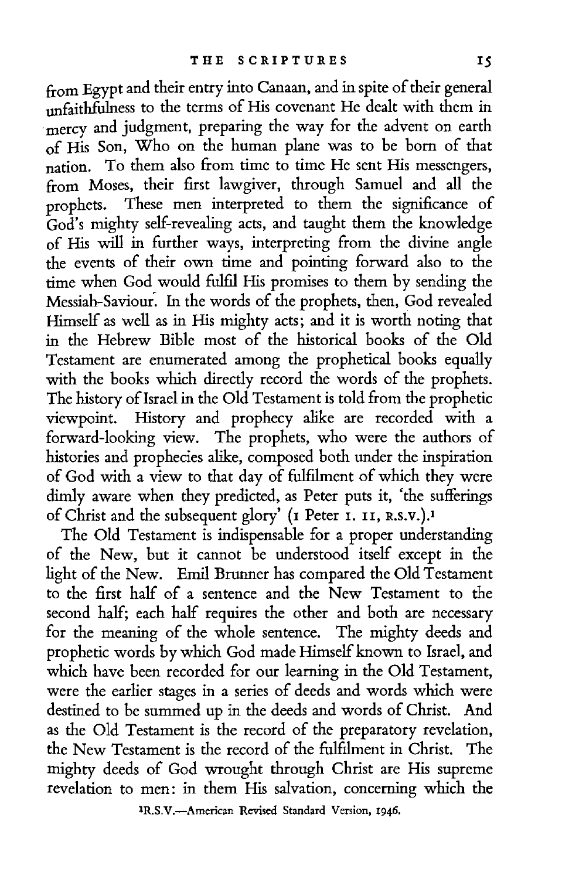from Egypt and their entry into Canaan, and in spite of their general unfaithfulness to the terms of His covenant He dealt with them in mercy and judgment, preparing the way for the advent on earth of His Son, Who on the human plane was to be born of that nation. To them also from time to time He sent His messengers, from Moses, their first lawgiver, through Samuel and all the prophets. These men interpreted to them the significance of God's mighty self-revealing acts, and taught them the knowledge of His will in further ways, interpreting from the divine angle the events of their own time and pointing forward also to the time when God would fulfil His promises to them by sending the Messiah-Saviour. In the words of the prophets, then, God revealed Himself as well as in His mighty acts; and it is worth noting that in the Hebrew Bible most of the historical books of the Old Testament are enumerated among the prophetical books equally with the books which directly record the words of the prophets. The history of Israel in the Old Testament is told from the prophetic viewpoint. History and prophecy alike are recorded with a forward-looking view. The prophets, who were the authors of histories and prophecies alike, composed both under the inspiration of God with a view to that day of fulfilment of which they were dimly aware when they predicted, as Peter puts it, 'the sufferings of Christ and the subsequent glory' (1 Peter 1. 11, R.S.V.).[1]

The Old Testament is indispensable for a proper understanding of the New, but it cannot be understood itself except in the light of the New. Emil Brunner has compared the Old Testament to the first half of a sentence and the New Testament to the second half; each half requires the other and both are necessary for the meaning of the whole sentence. The mighty deeds and prophetic words by which God made Himself known to Israel, and which have been recorded for our learning in the Old Testament, were the earlier stages in a series of deeds and words which were destined to be summed up in the deeds and words of Christ. And as the Old Testament is the record of the preparatory revelation, the New Testament is the record of the fulfilment in Christ. The mighty deeds of God wrought through Christ are His supreme revelation to men: in them His salvation, concerning which the

[1] R.S.V.—American Revised Standard Version, 1946.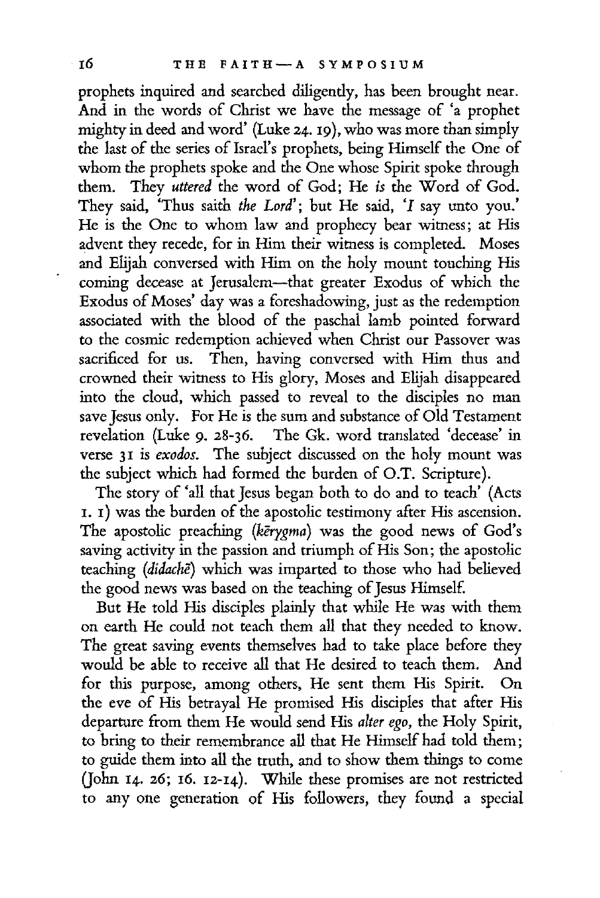prophets inquired and searched diligently, has been brought near. And in the words of Christ we have the message of 'a prophet mighty in deed and word' (Luke 24. 19), who was more than simply the last of the series of Israel's prophets, being Himself the One of whom the prophets spoke and the One whose Spirit spoke through them. They *uttered* the word of God; He *is* the Word of God. They said, 'Thus saith *the Lord*'; but He said, '*I* say unto you.' He is the One to whom law and prophecy bear witness; at His advent they recede, for in Him their witness is completed. Moses and Elijah conversed with Him on the holy mount touching His coming decease at Jerusalem—that greater Exodus of which the Exodus of Moses' day was a foreshadowing, just as the redemption associated with the blood of the paschal lamb pointed forward to the cosmic redemption achieved when Christ our Passover was sacrificed for us. Then, having conversed with Him thus and crowned their witness to His glory, Moses and Elijah disappeared into the cloud, which passed to reveal to the disciples no man save Jesus only. For He is the sum and substance of Old Testament revelation (Luke 9. 28-36. The Gk. word translated 'decease' in verse 31 is *exodos*. The subject discussed on the holy mount was the subject which had formed the burden of O.T. Scripture).

The story of 'all that Jesus began both to do and to teach' (Acts 1. 1) was the burden of the apostolic testimony after His ascension. The apostolic preaching (*kērygma*) was the good news of God's saving activity in the passion and triumph of His Son; the apostolic teaching (*didachē*) which was imparted to those who had believed the good news was based on the teaching of Jesus Himself.

But He told His disciples plainly that while He was with them on earth He could not teach them all that they needed to know. The great saving events themselves had to take place before they would be able to receive all that He desired to teach them. And for this purpose, among others, He sent them His Spirit. On the eve of His betrayal He promised His disciples that after His departure from them He would send His *alter ego*, the Holy Spirit, to bring to their remembrance all that He Himself had told them; to guide them into all the truth, and to show them things to come (John 14. 26; 16. 12-14). While these promises are not restricted to any one generation of His followers, they found a special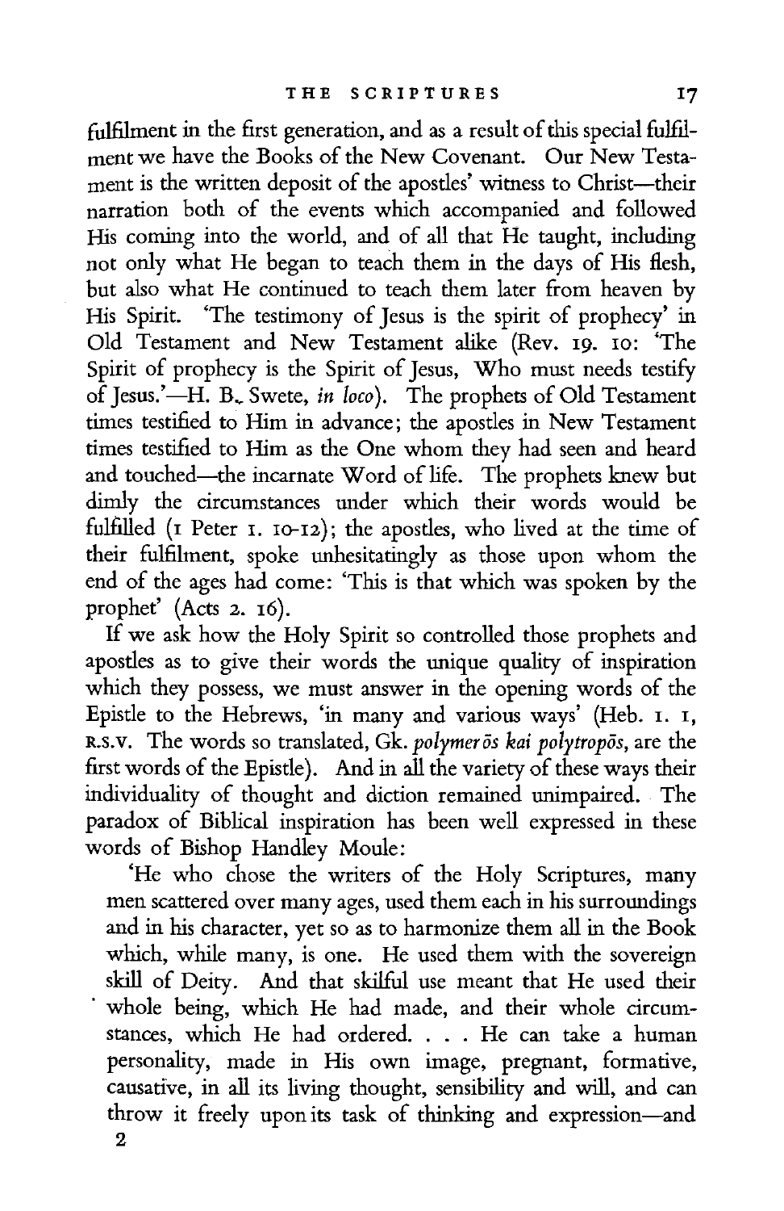fulfilment in the first generation, and as a result of this special fulfilment we have the Books of the New Covenant. Our New Testament is the written deposit of the apostles' witness to Christ—their narration both of the events which accompanied and followed His coming into the world, and of all that He taught, including not only what He began to teach them in the days of His flesh, but also what He continued to teach them later from heaven by His Spirit. 'The testimony of Jesus is the spirit of prophecy' in Old Testament and New Testament alike (Rev. 19. 10: 'The Spirit of prophecy is the Spirit of Jesus, Who must needs testify of Jesus.'—H. B. Swete, *in loco*). The prophets of Old Testament times testified to Him in advance; the apostles in New Testament times testified to Him as the One whom they had seen and heard and touched—the incarnate Word of life. The prophets knew but dimly the circumstances under which their words would be fulfilled (1 Peter 1. 10-12); the apostles, who lived at the time of their fulfilment, spoke unhesitatingly as those upon whom the end of the ages had come: 'This is that which was spoken by the prophet' (Acts 2. 16).

If we ask how the Holy Spirit so controlled those prophets and apostles as to give their words the unique quality of inspiration which they possess, we must answer in the opening words of the Epistle to the Hebrews, 'in many and various ways' (Heb. 1. 1, R.S.V. The words so translated, Gk. *polymerōs kai polytropōs*, are the first words of the Epistle). And in all the variety of these ways their individuality of thought and diction remained unimpaired. The paradox of Biblical inspiration has been well expressed in these words of Bishop Handley Moule:

'He who chose the writers of the Holy Scriptures, many men scattered over many ages, used them each in his surroundings and in his character, yet so as to harmonize them all in the Book which, while many, is one. He used them with the sovereign skill of Deity. And that skilful use meant that He used their whole being, which He had made, and their whole circumstances, which He had ordered. . . . He can take a human personality, made in His own image, pregnant, formative, causative, in all its living thought, sensibility and will, and can throw it freely upon its task of thinking and expression—and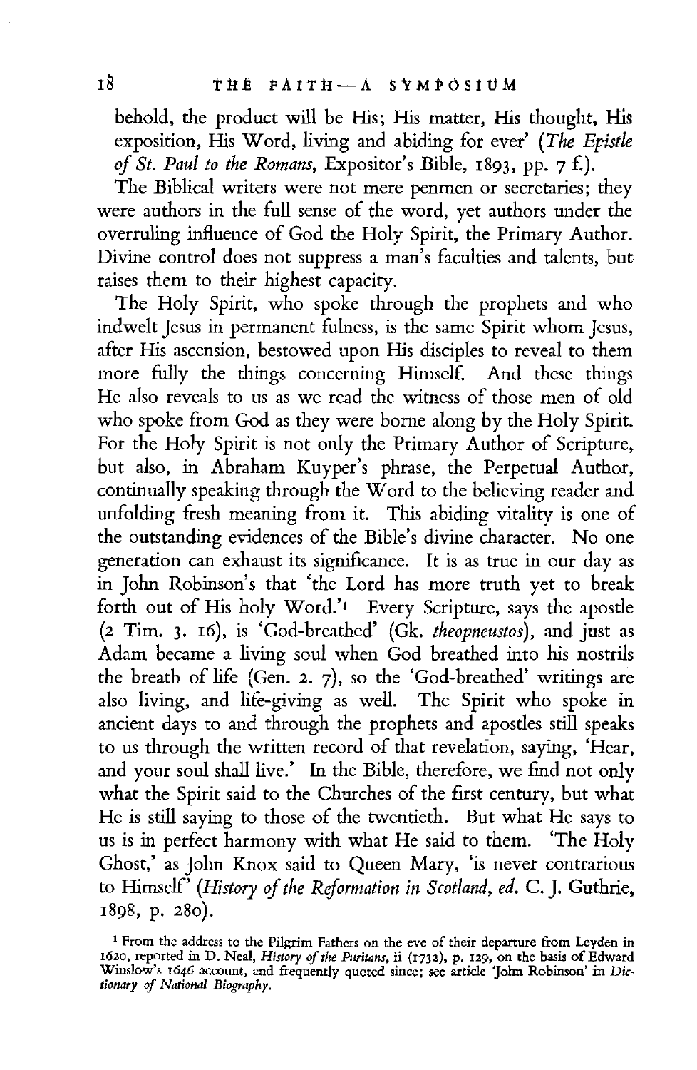behold, the product will be His; His matter, His thought, His exposition, His Word, living and abiding for ever' (*The Epistle of St. Paul to the Romans*, Expositor's Bible, 1893, pp. 7 f.).

The Biblical writers were not mere penmen or secretaries; they were authors in the full sense of the word, yet authors under the overruling influence of God the Holy Spirit, the Primary Author. Divine control does not suppress a man's faculties and talents, but raises them to their highest capacity.

The Holy Spirit, who spoke through the prophets and who indwelt Jesus in permanent fulness, is the same Spirit whom Jesus, after His ascension, bestowed upon His disciples to reveal to them more fully the things concerning Himself. And these things He also reveals to us as we read the witness of those men of old who spoke from God as they were borne along by the Holy Spirit. For the Holy Spirit is not only the Primary Author of Scripture, but also, in Abraham Kuyper's phrase, the Perpetual Author, continually speaking through the Word to the believing reader and unfolding fresh meaning from it. This abiding vitality is one of the outstanding evidences of the Bible's divine character. No one generation can exhaust its significance. It is as true in our day as in John Robinson's that 'the Lord has more truth yet to break forth out of His holy Word.'[1] Every Scripture, says the apostle (2 Tim. 3. 16), is 'God-breathed' (Gk. *theopneustos*), and just as Adam became a living soul when God breathed into his nostrils the breath of life (Gen. 2. 7), so the 'God-breathed' writings are also living, and life-giving as well. The Spirit who spoke in ancient days to and through the prophets and apostles still speaks to us through the written record of that revelation, saying, 'Hear, and your soul shall live.' In the Bible, therefore, we find not only what the Spirit said to the Churches of the first century, but what He is still saying to those of the twentieth. But what He says to us is in perfect harmony with what He said to them. 'The Holy Ghost,' as John Knox said to Queen Mary, 'is never contrarious to Himself' (*History of the Reformation in Scotland, ed.* C. J. Guthrie, 1898, p. 280).

[1] From the address to the Pilgrim Fathers on the eve of their departure from Leyden in 1620, reported in D. Neal, *History of the Puritans*, ii (1732), p. 129, on the basis of Edward Winslow's 1646 account, and frequently quoted since; see article 'John Robinson' in *Dictionary of National Biography*.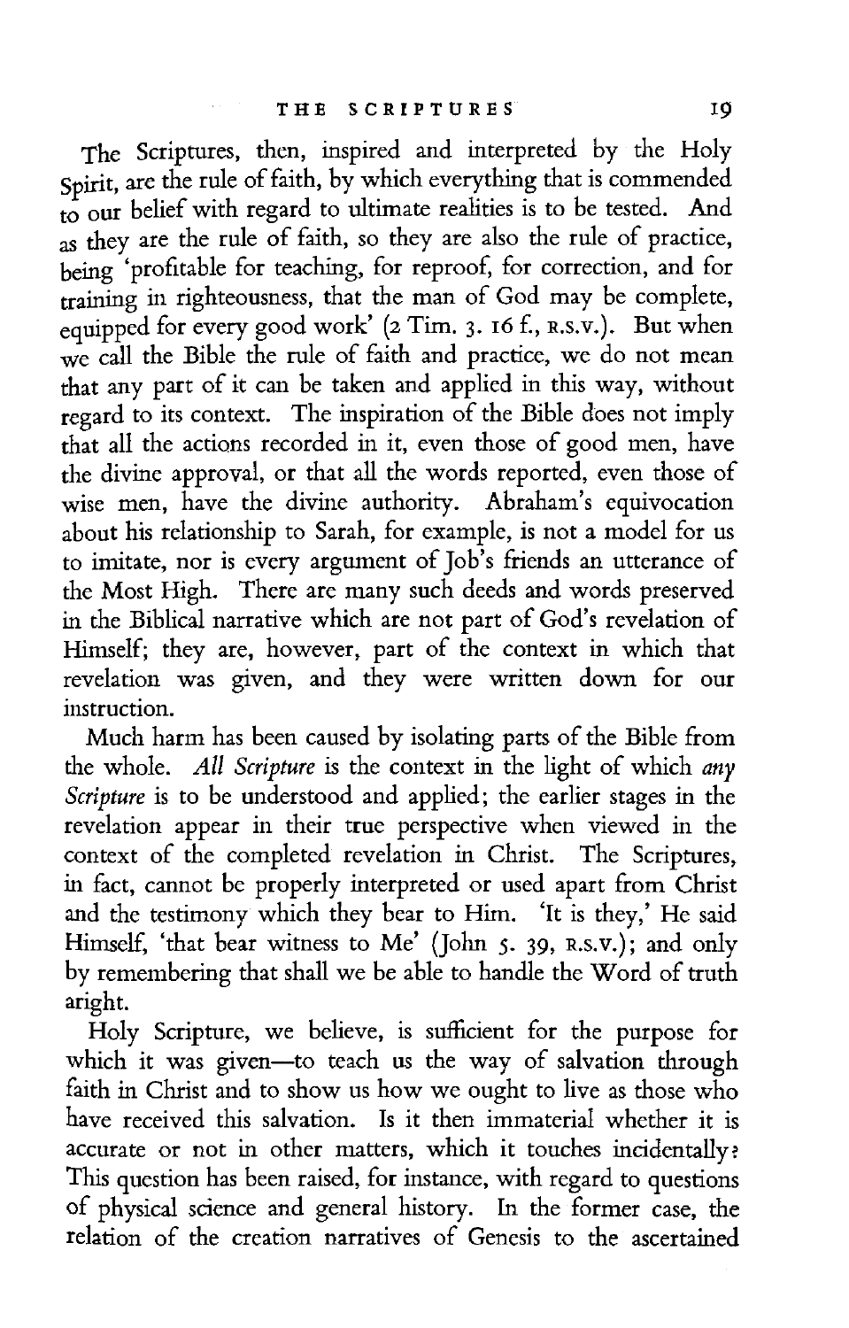The Scriptures, then, inspired and interpreted by the Holy Spirit, are the rule of faith, by which everything that is commended to our belief with regard to ultimate realities is to be tested. And as they are the rule of faith, so they are also the rule of practice, being 'profitable for teaching, for reproof, for correction, and for training in righteousness, that the man of God may be complete, equipped for every good work' (2 Tim. 3. 16 f., R.S.V.). But when we call the Bible the rule of faith and practice, we do not mean that any part of it can be taken and applied in this way, without regard to its context. The inspiration of the Bible does not imply that all the actions recorded in it, even those of good men, have the divine approval, or that all the words reported, even those of wise men, have the divine authority. Abraham's equivocation about his relationship to Sarah, for example, is not a model for us to imitate, nor is every argument of Job's friends an utterance of the Most High. There are many such deeds and words preserved in the Biblical narrative which are not part of God's revelation of Himself; they are, however, part of the context in which that revelation was given, and they were written down for our instruction.

Much harm has been caused by isolating parts of the Bible from the whole. *All Scripture* is the context in the light of which *any Scripture* is to be understood and applied; the earlier stages in the revelation appear in their true perspective when viewed in the context of the completed revelation in Christ. The Scriptures, in fact, cannot be properly interpreted or used apart from Christ and the testimony which they bear to Him. 'It is they,' He said Himself, 'that bear witness to Me' (John 5. 39, R.S.V.); and only by remembering that shall we be able to handle the Word of truth aright.

Holy Scripture, we believe, is sufficient for the purpose for which it was given—to teach us the way of salvation through faith in Christ and to show us how we ought to live as those who have received this salvation. Is it then immaterial whether it is accurate or not in other matters, which it touches incidentally? This question has been raised, for instance, with regard to questions of physical science and general history. In the former case, the relation of the creation narratives of Genesis to the ascertained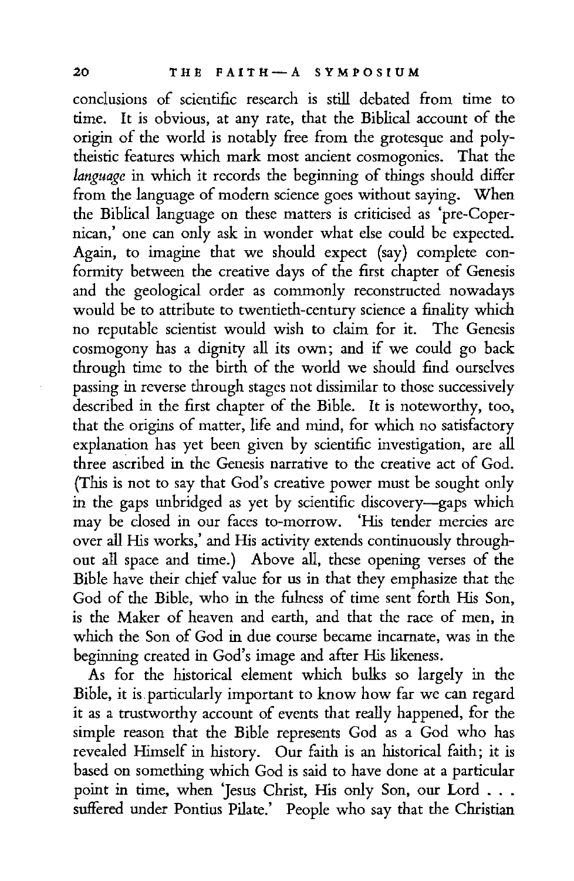conclusions of scientific research is still debated from time to time. It is obvious, at any rate, that the Biblical account of the origin of the world is notably free from the grotesque and polytheistic features which mark most ancient cosmogonies. That the *language* in which it records the beginning of things should differ from the language of modern science goes without saying. When the Biblical language on these matters is criticised as 'pre-Copernican,' one can only ask in wonder what else could be expected. Again, to imagine that we should expect (say) complete conformity between the creative days of the first chapter of Genesis and the geological order as commonly reconstructed nowadays would be to attribute to twentieth-century science a finality which no reputable scientist would wish to claim for it. The Genesis cosmogony has a dignity all its own; and if we could go back through time to the birth of the world we should find ourselves passing in reverse through stages not dissimilar to those successively described in the first chapter of the Bible. It is noteworthy, too, that the origins of matter, life and mind, for which no satisfactory explanation has yet been given by scientific investigation, are all three ascribed in the Genesis narrative to the creative act of God. (This is not to say that God's creative power must be sought only in the gaps unbridged as yet by scientific discovery—gaps which may be closed in our faces to-morrow. 'His tender mercies are over all His works,' and His activity extends continuously throughout all space and time.) Above all, these opening verses of the Bible have their chief value for us in that they emphasize that the God of the Bible, who in the fulness of time sent forth His Son, is the Maker of heaven and earth, and that the race of men, in which the Son of God in due course became incarnate, was in the beginning created in God's image and after His likeness.

As for the historical element which bulks so largely in the Bible, it is particularly important to know how far we can regard it as a trustworthy account of events that really happened, for the simple reason that the Bible represents God as a God who has revealed Himself in history. Our faith is an historical faith; it is based on something which God is said to have done at a particular point in time, when 'Jesus Christ, His only Son, our Lord . . . suffered under Pontius Pilate.' People who say that the Christian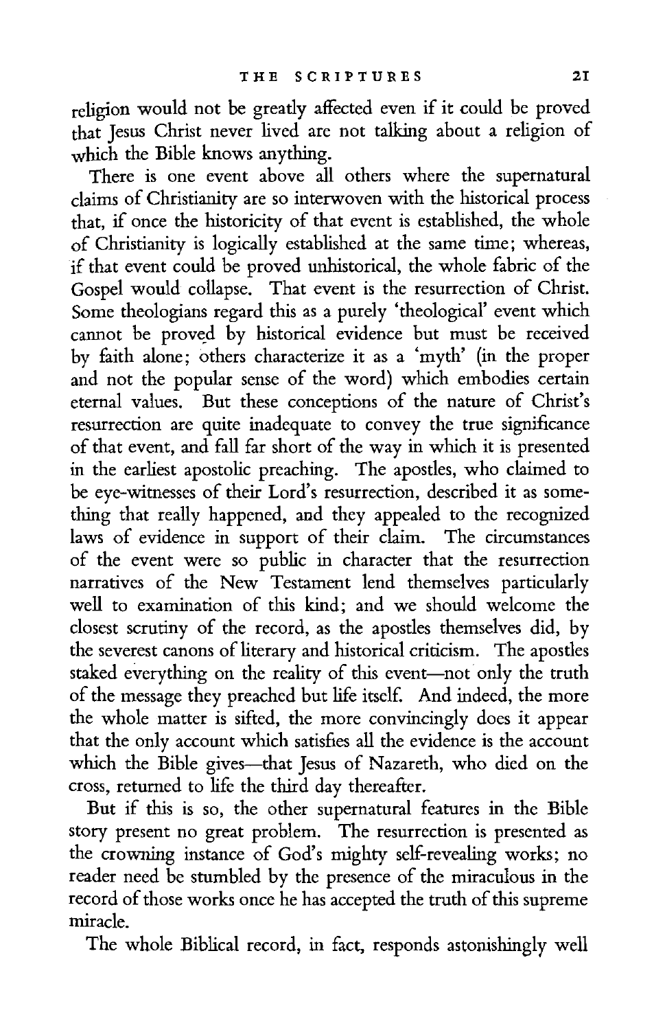religion would not be greatly affected even if it could be proved that Jesus Christ never lived are not talking about a religion of which the Bible knows anything.

There is one event above all others where the supernatural claims of Christianity are so interwoven with the historical process that, if once the historicity of that event is established, the whole of Christianity is logically established at the same time; whereas, if that event could be proved unhistorical, the whole fabric of the Gospel would collapse. That event is the resurrection of Christ. Some theologians regard this as a purely 'theological' event which cannot be proved by historical evidence but must be received by faith alone; others characterize it as a 'myth' (in the proper and not the popular sense of the word) which embodies certain eternal values. But these conceptions of the nature of Christ's resurrection are quite inadequate to convey the true significance of that event, and fall far short of the way in which it is presented in the earliest apostolic preaching. The apostles, who claimed to be eye-witnesses of their Lord's resurrection, described it as something that really happened, and they appealed to the recognized laws of evidence in support of their claim. The circumstances of the event were so public in character that the resurrection narratives of the New Testament lend themselves particularly well to examination of this kind; and we should welcome the closest scrutiny of the record, as the apostles themselves did, by the severest canons of literary and historical criticism. The apostles staked everything on the reality of this event—not only the truth of the message they preached but life itself. And indeed, the more the whole matter is sifted, the more convincingly does it appear that the only account which satisfies all the evidence is the account which the Bible gives—that Jesus of Nazareth, who died on the cross, returned to life the third day thereafter.

But if this is so, the other supernatural features in the Bible story present no great problem. The resurrection is presented as the crowning instance of God's mighty self-revealing works; no reader need be stumbled by the presence of the miraculous in the record of those works once he has accepted the truth of this supreme miracle.

The whole Biblical record, in fact, responds astonishingly well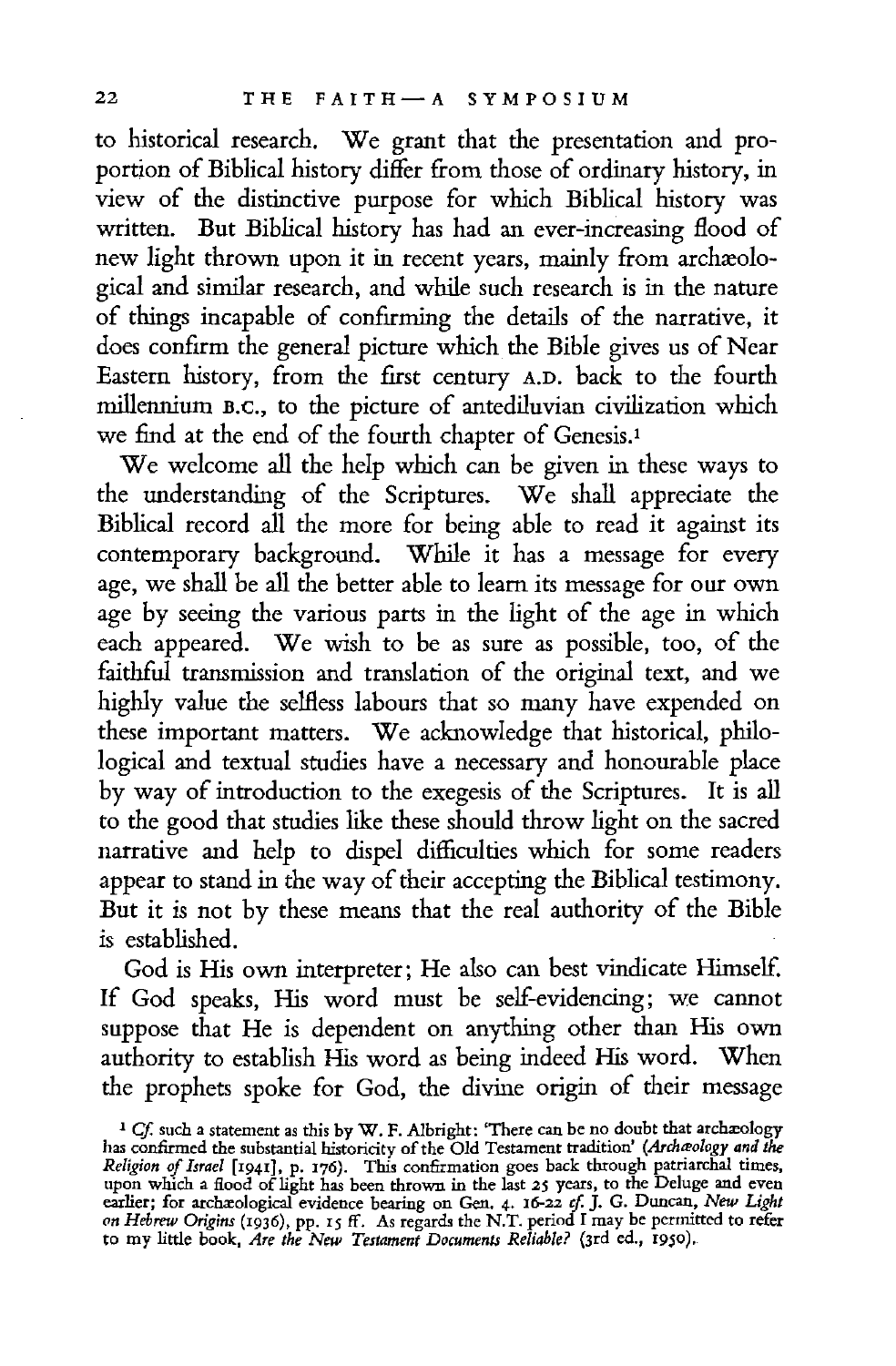to historical research. We grant that the presentation and proportion of Biblical history differ from those of ordinary history, in view of the distinctive purpose for which Biblical history was written. But Biblical history has had an ever-increasing flood of new light thrown upon it in recent years, mainly from archæological and similar research, and while such research is in the nature of things incapable of confirming the details of the narrative, it does confirm the general picture which the Bible gives us of Near Eastern history, from the first century A.D. back to the fourth millennium B.C., to the picture of antediluvian civilization which we find at the end of the fourth chapter of Genesis.[1]

We welcome all the help which can be given in these ways to the understanding of the Scriptures. We shall appreciate the Biblical record all the more for being able to read it against its contemporary background. While it has a message for every age, we shall be all the better able to learn its message for our own age by seeing the various parts in the light of the age in which each appeared. We wish to be as sure as possible, too, of the faithful transmission and translation of the original text, and we highly value the selfless labours that so many have expended on these important matters. We acknowledge that historical, philological and textual studies have a necessary and honourable place by way of introduction to the exegesis of the Scriptures. It is all to the good that studies like these should throw light on the sacred narrative and help to dispel difficulties which for some readers appear to stand in the way of their accepting the Biblical testimony. But it is not by these means that the real authority of the Bible is established.

God is His own interpreter; He also can best vindicate Himself. If God speaks, His word must be self-evidencing; we cannot suppose that He is dependent on anything other than His own authority to establish His word as being indeed His word. When the prophets spoke for God, the divine origin of their message

[1] *Cf.* such a statement as this by W. F. Albright: 'There can be no doubt that archæology has confirmed the substantial historicity of the Old Testament tradition' (*Archæology and the Religion of Israel* [1941], p. 176). This confirmation goes back through patriarchal times, upon which a flood of light has been thrown in the last 25 years, to the Deluge and even earlier; for archæological evidence bearing on Gen. 4. 16-22 *cf.* J. G. Duncan, *New Light on Hebrew Origins* (1936), pp. 15 ff. As regards the N.T. period I may be permitted to refer to my little book, *Are the New Testament Documents Reliable?* (3rd ed., 1950).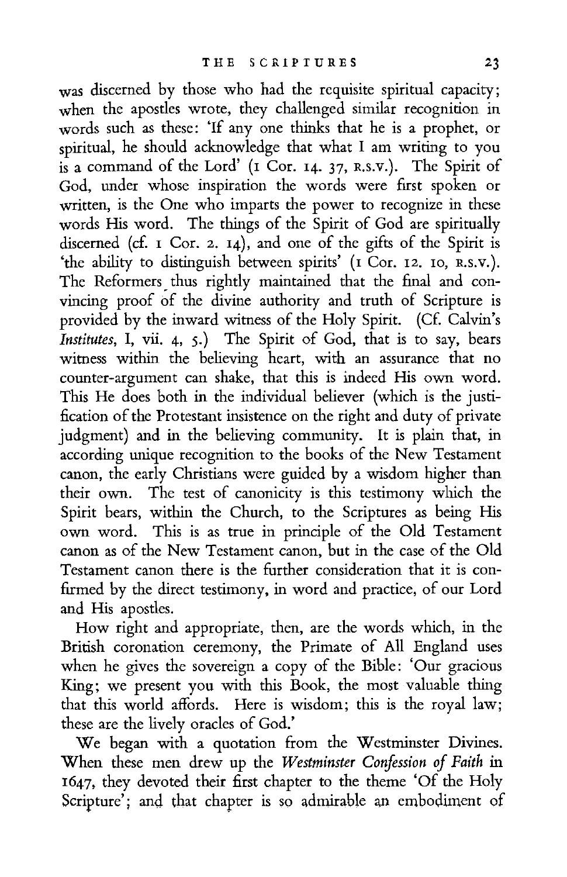was discerned by those who had the requisite spiritual capacity; when the apostles wrote, they challenged similar recognition in words such as these: 'If any one thinks that he is a prophet, or spiritual, he should acknowledge that what I am writing to you is a command of the Lord' (1 Cor. 14. 37, R.S.V.). The Spirit of God, under whose inspiration the words were first spoken or written, is the One who imparts the power to recognize in these words His word. The things of the Spirit of God are spiritually discerned (cf. 1 Cor. 2. 14), and one of the gifts of the Spirit is 'the ability to distinguish between spirits' (1 Cor. 12. 10, R.S.V.). The Reformers thus rightly maintained that the final and convincing proof of the divine authority and truth of Scripture is provided by the inward witness of the Holy Spirit. (Cf. Calvin's *Institutes*, I, vii. 4, 5.) The Spirit of God, that is to say, bears witness within the believing heart, with an assurance that no counter-argument can shake, that this is indeed His own word. This He does both in the individual believer (which is the justification of the Protestant insistence on the right and duty of private judgment) and in the believing community. It is plain that, in according unique recognition to the books of the New Testament canon, the early Christians were guided by a wisdom higher than their own. The test of canonicity is this testimony which the Spirit bears, within the Church, to the Scriptures as being His own word. This is as true in principle of the Old Testament canon as of the New Testament canon, but in the case of the Old Testament canon there is the further consideration that it is confirmed by the direct testimony, in word and practice, of our Lord and His apostles.

How right and appropriate, then, are the words which, in the British coronation ceremony, the Primate of All England uses when he gives the sovereign a copy of the Bible: 'Our gracious King; we present you with this Book, the most valuable thing that this world affords. Here is wisdom; this is the royal law; these are the lively oracles of God.'

We began with a quotation from the Westminster Divines. When these men drew up the *Westminster Confession of Faith* in 1647, they devoted their first chapter to the theme 'Of the Holy Scripture'; and that chapter is so admirable an embodiment of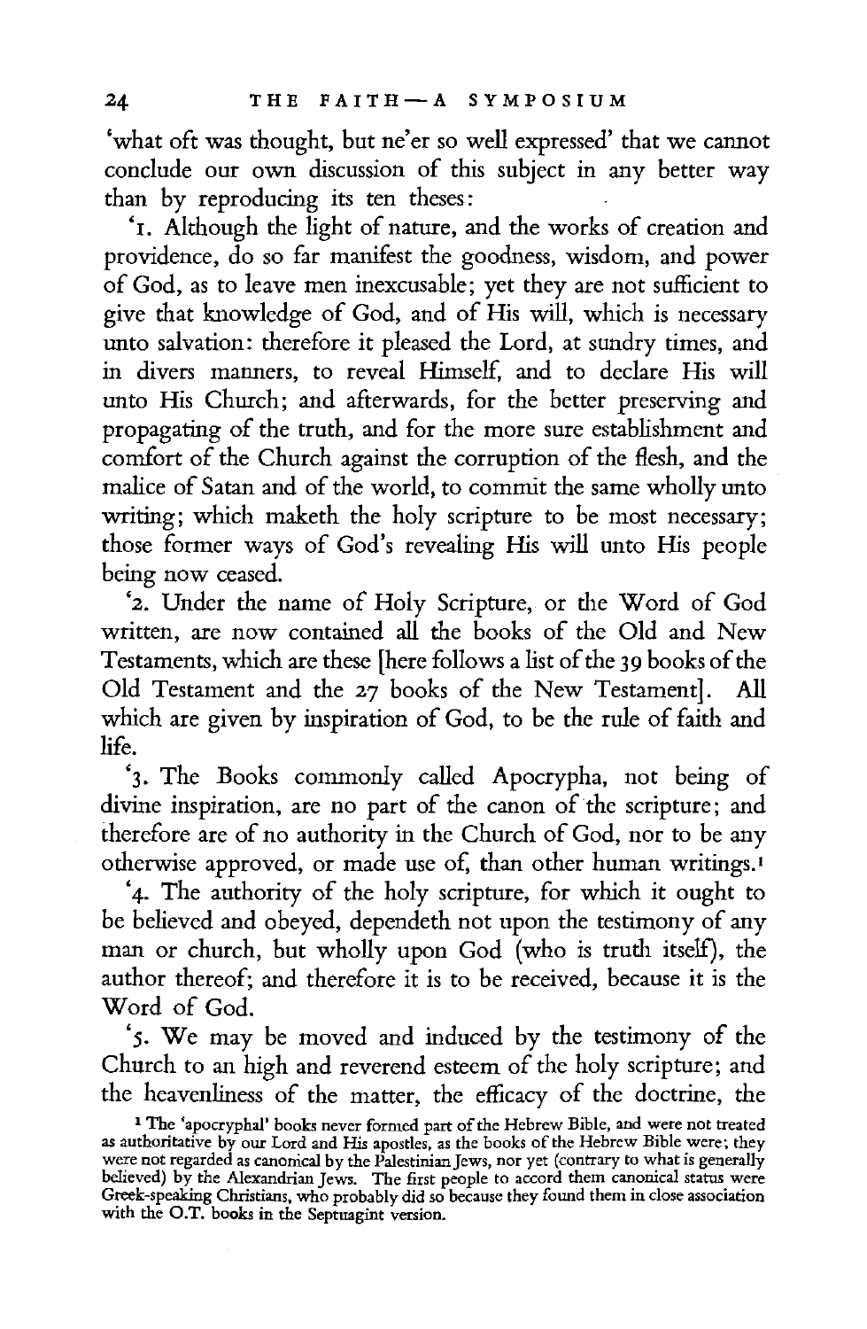'what oft was thought, but ne'er so well expressed' that we cannot conclude our own discussion of this subject in any better way than by reproducing its ten theses:

'1. Although the light of nature, and the works of creation and providence, do so far manifest the goodness, wisdom, and power of God, as to leave men inexcusable; yet they are not sufficient to give that knowledge of God, and of His will, which is necessary unto salvation: therefore it pleased the Lord, at sundry times, and in divers manners, to reveal Himself, and to declare His will unto His Church; and afterwards, for the better preserving and propagating of the truth, and for the more sure establishment and comfort of the Church against the corruption of the flesh, and the malice of Satan and of the world, to commit the same wholly unto writing; which maketh the holy scripture to be most necessary; those former ways of God's revealing His will unto His people being now ceased.

'2. Under the name of Holy Scripture, or the Word of God written, are now contained all the books of the Old and New Testaments, which are these [here follows a list of the 39 books of the Old Testament and the 27 books of the New Testament]. All which are given by inspiration of God, to be the rule of faith and life.

'3. The Books commonly called Apocrypha, not being of divine inspiration, are no part of the canon of the scripture; and therefore are of no authority in the Church of God, nor to be any otherwise approved, or made use of, than other human writings.[1]

'4. The authority of the holy scripture, for which it ought to be believed and obeyed, dependeth not upon the testimony of any man or church, but wholly upon God (who is truth itself), the author thereof; and therefore it is to be received, because it is the Word of God.

'5. We may be moved and induced by the testimony of the Church to an high and reverend esteem of the holy scripture; and the heavenliness of the matter, the efficacy of the doctrine, the

[1] The 'apocryphal' books never formed part of the Hebrew Bible, and were not treated as authoritative by our Lord and His apostles, as the books of the Hebrew Bible were; they were not regarded as canonical by the Palestinian Jews, nor yet (contrary to what is generally believed) by the Alexandrian Jews. The first people to accord them canonical status were Greek-speaking Christians, who probably did so because they found them in close association with the O.T. books in the Septuagint version.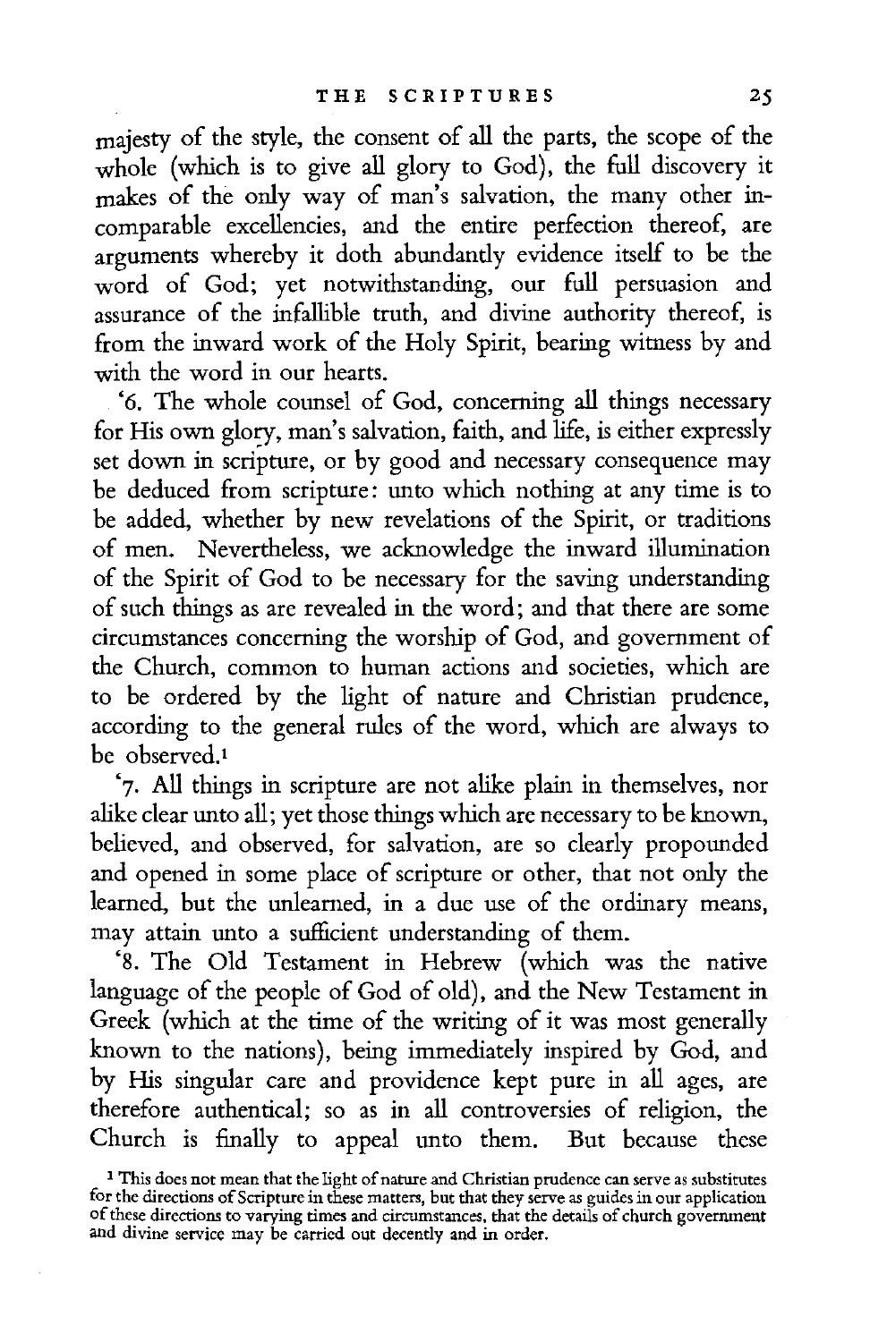majesty of the style, the consent of all the parts, the scope of the whole (which is to give all glory to God), the full discovery it makes of the only way of man's salvation, the many other incomparable excellencies, and the entire perfection thereof, are arguments whereby it doth abundantly evidence itself to be the word of God; yet notwithstanding, our full persuasion and assurance of the infallible truth, and divine authority thereof, is from the inward work of the Holy Spirit, bearing witness by and with the word in our hearts.

'6. The whole counsel of God, concerning all things necessary for His own glory, man's salvation, faith, and life, is either expressly set down in scripture, or by good and necessary consequence may be deduced from scripture: unto which nothing at any time is to be added, whether by new revelations of the Spirit, or traditions of men. Nevertheless, we acknowledge the inward illumination of the Spirit of God to be necessary for the saving understanding of such things as are revealed in the word; and that there are some circumstances concerning the worship of God, and government of the Church, common to human actions and societies, which are to be ordered by the light of nature and Christian prudence, according to the general rules of the word, which are always to be observed.[1]

'7. All things in scripture are not alike plain in themselves, nor alike clear unto all; yet those things which are necessary to be known, believed, and observed, for salvation, are so clearly propounded and opened in some place of scripture or other, that not only the learned, but the unlearned, in a due use of the ordinary means, may attain unto a sufficient understanding of them.

'8. The Old Testament in Hebrew (which was the native language of the people of God of old), and the New Testament in Greek (which at the time of the writing of it was most generally known to the nations), being immediately inspired by God, and by His singular care and providence kept pure in all ages, are therefore authentical; so as in all controversies of religion, the Church is finally to appeal unto them. But because these

[1] This does not mean that the light of nature and Christian prudence can serve as substitutes for the directions of Scripture in these matters, but that they serve as guides in our application of these directions to varying times and circumstances, that the details of church government and divine service may be carried out decently and in order.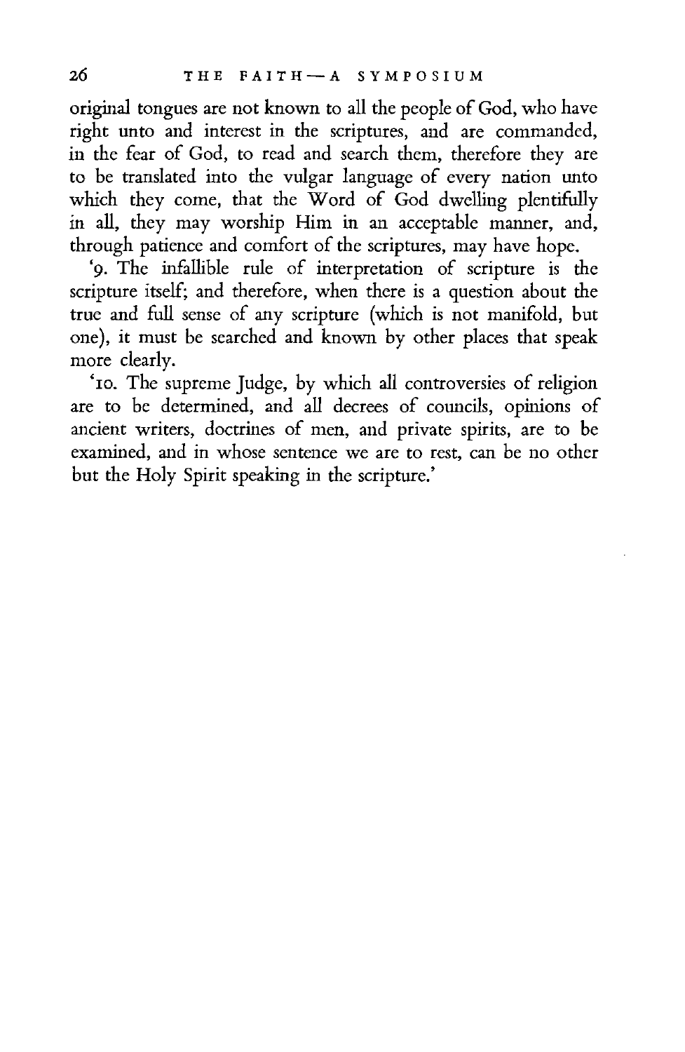original tongues are not known to all the people of God, who have right unto and interest in the scriptures, and are commanded, in the fear of God, to read and search them, therefore they are to be translated into the vulgar language of every nation unto which they come, that the Word of God dwelling plentifully in all, they may worship Him in an acceptable manner, and, through patience and comfort of the scriptures, may have hope.

'9. The infallible rule of interpretation of scripture is the scripture itself; and therefore, when there is a question about the true and full sense of any scripture (which is not manifold, but one), it must be searched and known by other places that speak more clearly.

'10. The supreme Judge, by which all controversies of religion are to be determined, and all decrees of councils, opinions of ancient writers, doctrines of men, and private spirits, are to be examined, and in whose sentence we are to rest, can be no other but the Holy Spirit speaking in the scripture.'